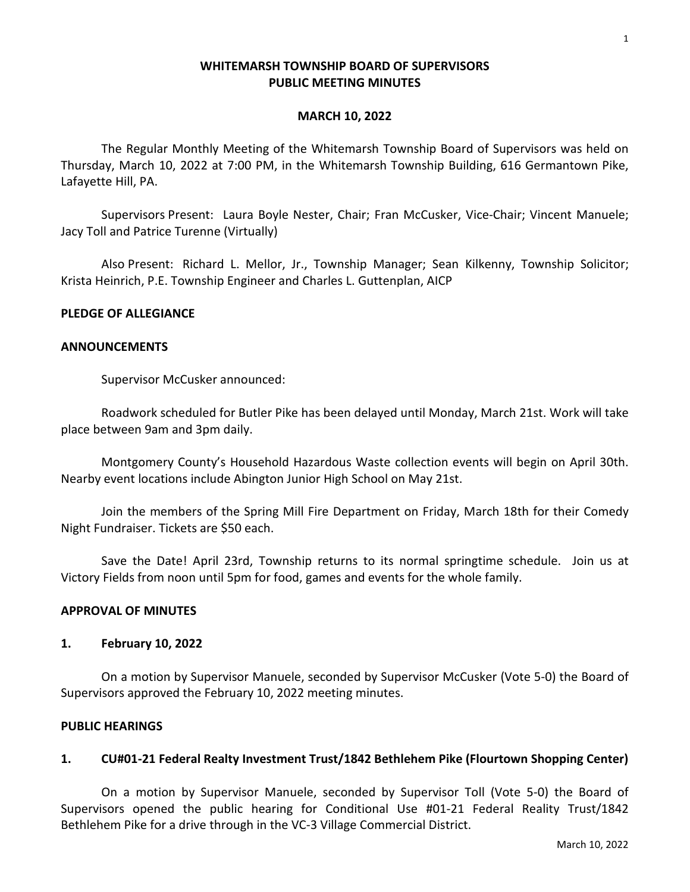# WHITEMARSH TOWNSHIP BOARD OF SUPERVISORS
# PUBLIC MEETING MINUTES

## MARCH 10, 2022

The Regular Monthly Meeting of the Whitemarsh Township Board of Supervisors was held on Thursday, March 10, 2022 at 7:00 PM, in the Whitemarsh Township Building, 616 Germantown Pike, Lafayette Hill, PA.

Supervisors Present: Laura Boyle Nester, Chair; Fran McCusker, Vice-Chair; Vincent Manuele; Jacy Toll and Patrice Turenne (Virtually)

Also Present: Richard L. Mellor, Jr., Township Manager; Sean Kilkenny, Township Solicitor; Krista Heinrich, P.E. Township Engineer and Charles L. Guttenplan, AICP

**PLEDGE OF ALLEGIANCE**

**ANNOUNCEMENTS**

Supervisor McCusker announced:

Roadwork scheduled for Butler Pike has been delayed until Monday, March 21st. Work will take place between 9am and 3pm daily.

Montgomery County's Household Hazardous Waste collection events will begin on April 30th. Nearby event locations include Abington Junior High School on May 21st.

Join the members of the Spring Mill Fire Department on Friday, March 18th for their Comedy Night Fundraiser. Tickets are $50 each.

Save the Date! April 23rd, Township returns to its normal springtime schedule. Join us at Victory Fields from noon until 5pm for food, games and events for the whole family.

**APPROVAL OF MINUTES**

**1. February 10, 2022**

On a motion by Supervisor Manuele, seconded by Supervisor McCusker (Vote 5-0) the Board of Supervisors approved the February 10, 2022 meeting minutes.

**PUBLIC HEARINGS**

**1. CU#01-21 Federal Realty Investment Trust/1842 Bethlehem Pike (Flourtown Shopping Center)**

On a motion by Supervisor Manuele, seconded by Supervisor Toll (Vote 5-0) the Board of Supervisors opened the public hearing for Conditional Use #01-21 Federal Reality Trust/1842 Bethlehem Pike for a drive through in the VC-3 Village Commercial District.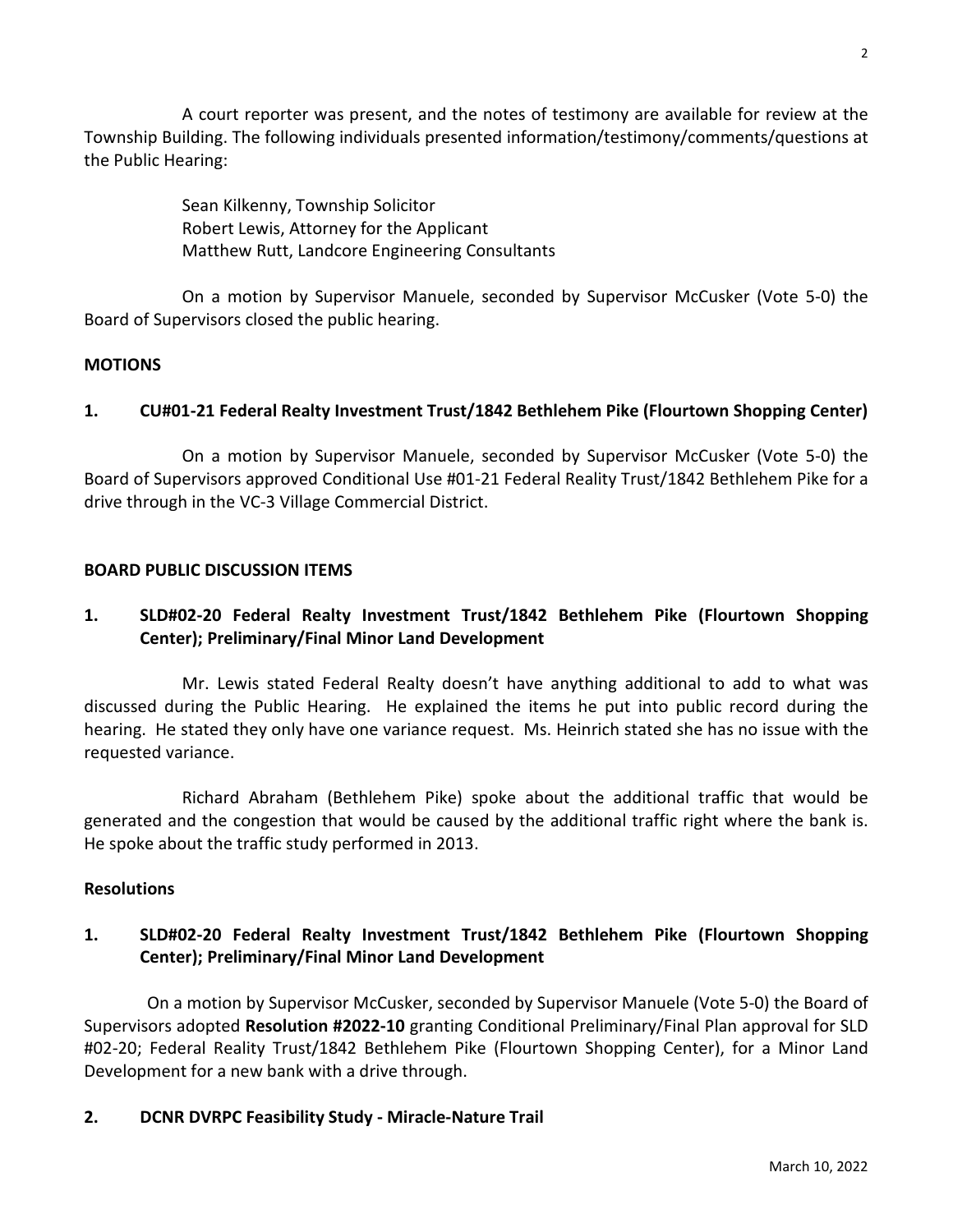A court reporter was present, and the notes of testimony are available for review at the Township Building. The following individuals presented information/testimony/comments/questions at the Public Hearing:

Sean Kilkenny, Township Solicitor
Robert Lewis, Attorney for the Applicant
Matthew Rutt, Landcore Engineering Consultants

On a motion by Supervisor Manuele, seconded by Supervisor McCusker (Vote 5-0) the Board of Supervisors closed the public hearing.

**MOTIONS**

**1. CU#01-21 Federal Realty Investment Trust/1842 Bethlehem Pike (Flourtown Shopping Center)**

On a motion by Supervisor Manuele, seconded by Supervisor McCusker (Vote 5-0) the Board of Supervisors approved Conditional Use #01-21 Federal Reality Trust/1842 Bethlehem Pike for a drive through in the VC-3 Village Commercial District.

**BOARD PUBLIC DISCUSSION ITEMS**

**1. SLD#02-20 Federal Realty Investment Trust/1842 Bethlehem Pike (Flourtown Shopping Center); Preliminary/Final Minor Land Development**

Mr. Lewis stated Federal Realty doesn't have anything additional to add to what was discussed during the Public Hearing. He explained the items he put into public record during the hearing. He stated they only have one variance request. Ms. Heinrich stated she has no issue with the requested variance.

Richard Abraham (Bethlehem Pike) spoke about the additional traffic that would be generated and the congestion that would be caused by the additional traffic right where the bank is. He spoke about the traffic study performed in 2013.

**Resolutions**

**1. SLD#02-20 Federal Realty Investment Trust/1842 Bethlehem Pike (Flourtown Shopping Center); Preliminary/Final Minor Land Development**

On a motion by Supervisor McCusker, seconded by Supervisor Manuele (Vote 5-0) the Board of Supervisors adopted **Resolution #2022-10** granting Conditional Preliminary/Final Plan approval for SLD #02-20; Federal Reality Trust/1842 Bethlehem Pike (Flourtown Shopping Center), for a Minor Land Development for a new bank with a drive through.

**2. DCNR DVRPC Feasibility Study - Miracle-Nature Trail**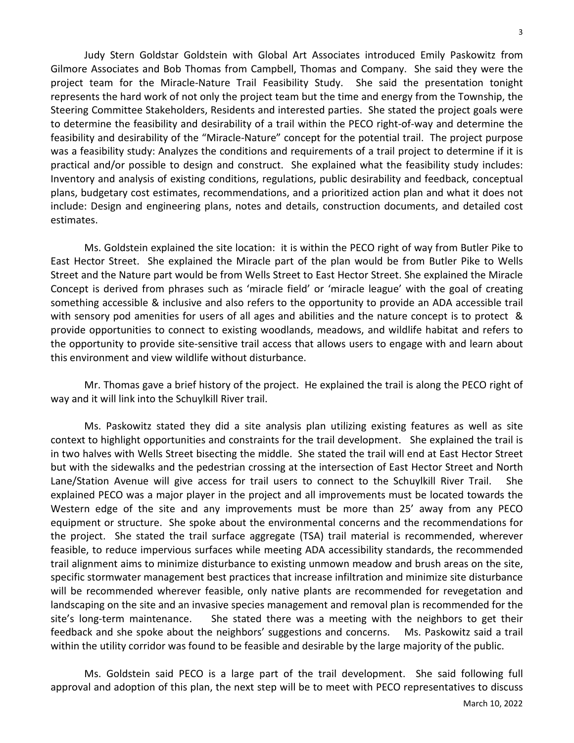Judy Stern Goldstar Goldstein with Global Art Associates introduced Emily Paskowitz from Gilmore Associates and Bob Thomas from Campbell, Thomas and Company. She said they were the project team for the Miracle-Nature Trail Feasibility Study. She said the presentation tonight represents the hard work of not only the project team but the time and energy from the Township, the Steering Committee Stakeholders, Residents and interested parties. She stated the project goals were to determine the feasibility and desirability of a trail within the PECO right-of-way and determine the feasibility and desirability of the "Miracle-Nature" concept for the potential trail. The project purpose was a feasibility study: Analyzes the conditions and requirements of a trail project to determine if it is practical and/or possible to design and construct. She explained what the feasibility study includes: Inventory and analysis of existing conditions, regulations, public desirability and feedback, conceptual plans, budgetary cost estimates, recommendations, and a prioritized action plan and what it does not include: Design and engineering plans, notes and details, construction documents, and detailed cost estimates.

Ms. Goldstein explained the site location: it is within the PECO right of way from Butler Pike to East Hector Street. She explained the Miracle part of the plan would be from Butler Pike to Wells Street and the Nature part would be from Wells Street to East Hector Street. She explained the Miracle Concept is derived from phrases such as 'miracle field' or 'miracle league' with the goal of creating something accessible & inclusive and also refers to the opportunity to provide an ADA accessible trail with sensory pod amenities for users of all ages and abilities and the nature concept is to protect & provide opportunities to connect to existing woodlands, meadows, and wildlife habitat and refers to the opportunity to provide site-sensitive trail access that allows users to engage with and learn about this environment and view wildlife without disturbance.

Mr. Thomas gave a brief history of the project. He explained the trail is along the PECO right of way and it will link into the Schuylkill River trail.

Ms. Paskowitz stated they did a site analysis plan utilizing existing features as well as site context to highlight opportunities and constraints for the trail development. She explained the trail is in two halves with Wells Street bisecting the middle. She stated the trail will end at East Hector Street but with the sidewalks and the pedestrian crossing at the intersection of East Hector Street and North Lane/Station Avenue will give access for trail users to connect to the Schuylkill River Trail. She explained PECO was a major player in the project and all improvements must be located towards the Western edge of the site and any improvements must be more than 25' away from any PECO equipment or structure. She spoke about the environmental concerns and the recommendations for the project. She stated the trail surface aggregate (TSA) trail material is recommended, wherever feasible, to reduce impervious surfaces while meeting ADA accessibility standards, the recommended trail alignment aims to minimize disturbance to existing unmown meadow and brush areas on the site, specific stormwater management best practices that increase infiltration and minimize site disturbance will be recommended wherever feasible, only native plants are recommended for revegetation and landscaping on the site and an invasive species management and removal plan is recommended for the site's long-term maintenance. She stated there was a meeting with the neighbors to get their feedback and she spoke about the neighbors' suggestions and concerns. Ms. Paskowitz said a trail within the utility corridor was found to be feasible and desirable by the large majority of the public.

Ms. Goldstein said PECO is a large part of the trail development. She said following full approval and adoption of this plan, the next step will be to meet with PECO representatives to discuss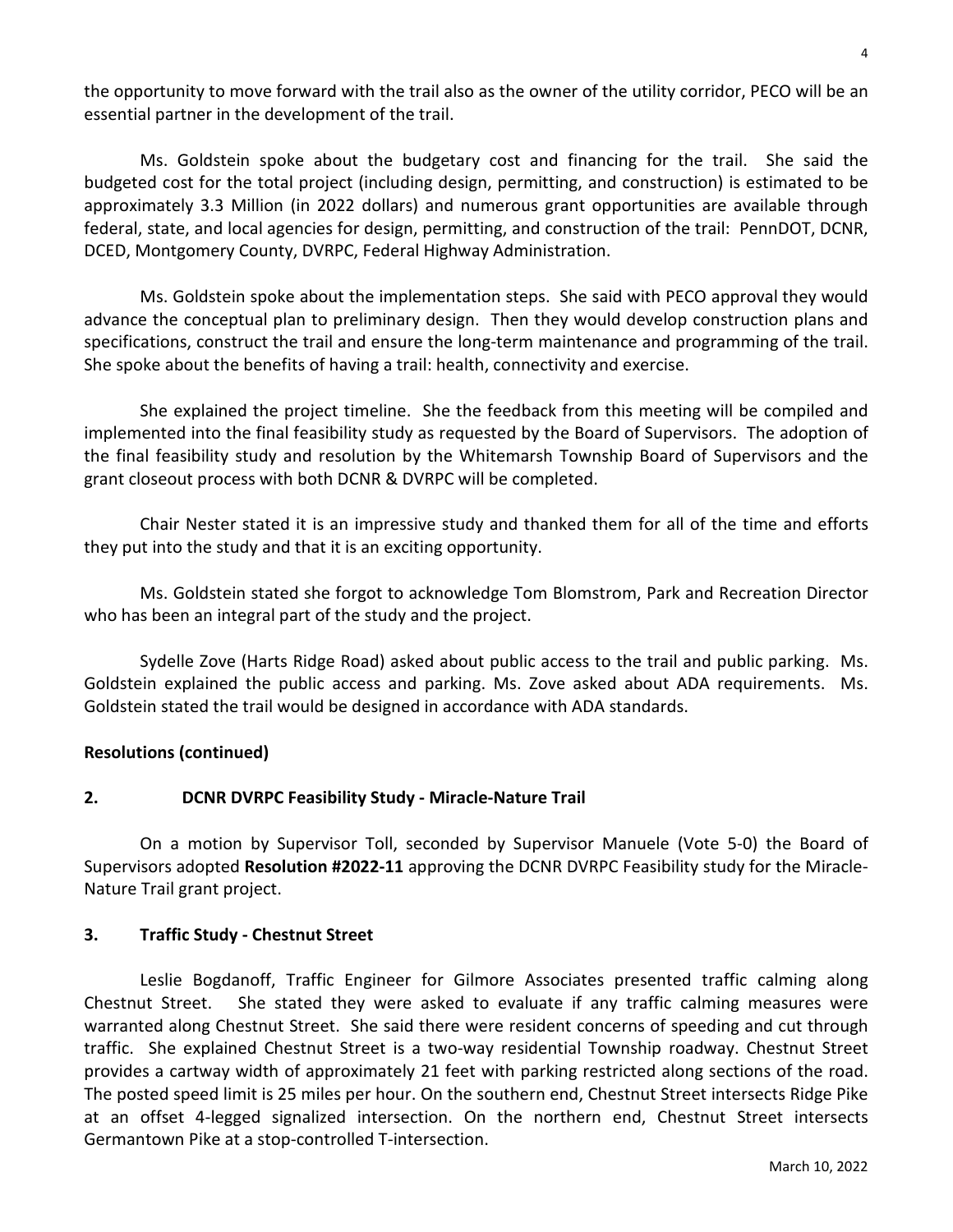the opportunity to move forward with the trail also as the owner of the utility corridor, PECO will be an essential partner in the development of the trail.

Ms. Goldstein spoke about the budgetary cost and financing for the trail. She said the budgeted cost for the total project (including design, permitting, and construction) is estimated to be approximately 3.3 Million (in 2022 dollars) and numerous grant opportunities are available through federal, state, and local agencies for design, permitting, and construction of the trail: PennDOT, DCNR, DCED, Montgomery County, DVRPC, Federal Highway Administration.

Ms. Goldstein spoke about the implementation steps. She said with PECO approval they would advance the conceptual plan to preliminary design. Then they would develop construction plans and specifications, construct the trail and ensure the long-term maintenance and programming of the trail. She spoke about the benefits of having a trail: health, connectivity and exercise.

She explained the project timeline. She the feedback from this meeting will be compiled and implemented into the final feasibility study as requested by the Board of Supervisors. The adoption of the final feasibility study and resolution by the Whitemarsh Township Board of Supervisors and the grant closeout process with both DCNR & DVRPC will be completed.

Chair Nester stated it is an impressive study and thanked them for all of the time and efforts they put into the study and that it is an exciting opportunity.

Ms. Goldstein stated she forgot to acknowledge Tom Blomstrom, Park and Recreation Director who has been an integral part of the study and the project.

Sydelle Zove (Harts Ridge Road) asked about public access to the trail and public parking. Ms. Goldstein explained the public access and parking. Ms. Zove asked about ADA requirements. Ms. Goldstein stated the trail would be designed in accordance with ADA standards.

**Resolutions (continued)**

**2. DCNR DVRPC Feasibility Study - Miracle-Nature Trail**

On a motion by Supervisor Toll, seconded by Supervisor Manuele (Vote 5-0) the Board of Supervisors adopted **Resolution #2022-11** approving the DCNR DVRPC Feasibility study for the Miracle-Nature Trail grant project.

**3. Traffic Study - Chestnut Street**

Leslie Bogdanoff, Traffic Engineer for Gilmore Associates presented traffic calming along Chestnut Street. She stated they were asked to evaluate if any traffic calming measures were warranted along Chestnut Street. She said there were resident concerns of speeding and cut through traffic. She explained Chestnut Street is a two-way residential Township roadway. Chestnut Street provides a cartway width of approximately 21 feet with parking restricted along sections of the road. The posted speed limit is 25 miles per hour. On the southern end, Chestnut Street intersects Ridge Pike at an offset 4-legged signalized intersection. On the northern end, Chestnut Street intersects Germantown Pike at a stop-controlled T-intersection.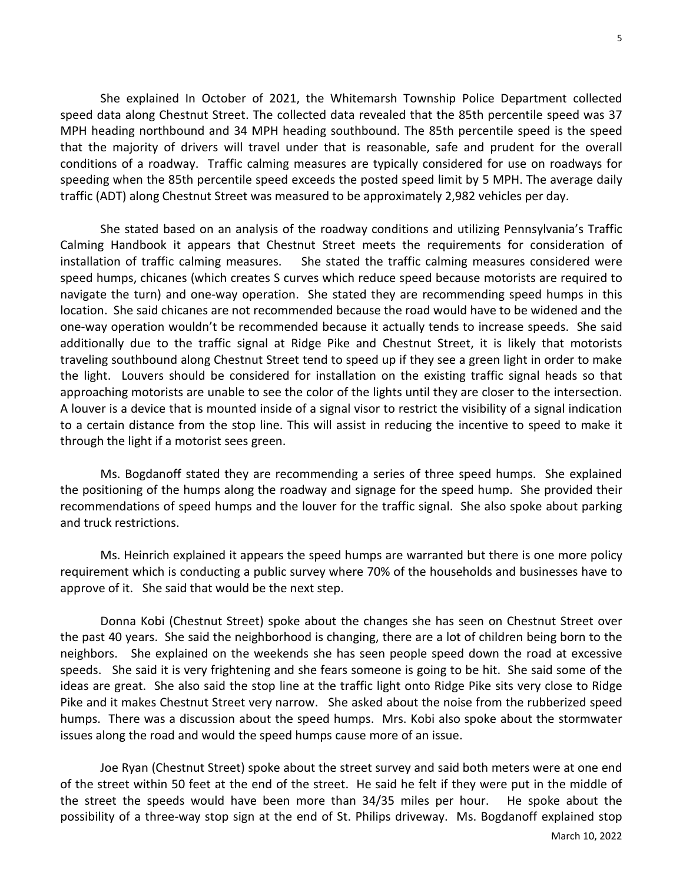She explained In October of 2021, the Whitemarsh Township Police Department collected speed data along Chestnut Street. The collected data revealed that the 85th percentile speed was 37 MPH heading northbound and 34 MPH heading southbound. The 85th percentile speed is the speed that the majority of drivers will travel under that is reasonable, safe and prudent for the overall conditions of a roadway. Traffic calming measures are typically considered for use on roadways for speeding when the 85th percentile speed exceeds the posted speed limit by 5 MPH. The average daily traffic (ADT) along Chestnut Street was measured to be approximately 2,982 vehicles per day.

She stated based on an analysis of the roadway conditions and utilizing Pennsylvania's Traffic Calming Handbook it appears that Chestnut Street meets the requirements for consideration of installation of traffic calming measures. She stated the traffic calming measures considered were speed humps, chicanes (which creates S curves which reduce speed because motorists are required to navigate the turn) and one-way operation. She stated they are recommending speed humps in this location. She said chicanes are not recommended because the road would have to be widened and the one-way operation wouldn't be recommended because it actually tends to increase speeds. She said additionally due to the traffic signal at Ridge Pike and Chestnut Street, it is likely that motorists traveling southbound along Chestnut Street tend to speed up if they see a green light in order to make the light. Louvers should be considered for installation on the existing traffic signal heads so that approaching motorists are unable to see the color of the lights until they are closer to the intersection. A louver is a device that is mounted inside of a signal visor to restrict the visibility of a signal indication to a certain distance from the stop line. This will assist in reducing the incentive to speed to make it through the light if a motorist sees green.

Ms. Bogdanoff stated they are recommending a series of three speed humps. She explained the positioning of the humps along the roadway and signage for the speed hump. She provided their recommendations of speed humps and the louver for the traffic signal. She also spoke about parking and truck restrictions.

Ms. Heinrich explained it appears the speed humps are warranted but there is one more policy requirement which is conducting a public survey where 70% of the households and businesses have to approve of it. She said that would be the next step.

Donna Kobi (Chestnut Street) spoke about the changes she has seen on Chestnut Street over the past 40 years. She said the neighborhood is changing, there are a lot of children being born to the neighbors. She explained on the weekends she has seen people speed down the road at excessive speeds. She said it is very frightening and she fears someone is going to be hit. She said some of the ideas are great. She also said the stop line at the traffic light onto Ridge Pike sits very close to Ridge Pike and it makes Chestnut Street very narrow. She asked about the noise from the rubberized speed humps. There was a discussion about the speed humps. Mrs. Kobi also spoke about the stormwater issues along the road and would the speed humps cause more of an issue.

Joe Ryan (Chestnut Street) spoke about the street survey and said both meters were at one end of the street within 50 feet at the end of the street. He said he felt if they were put in the middle of the street the speeds would have been more than 34/35 miles per hour. He spoke about the possibility of a three-way stop sign at the end of St. Philips driveway. Ms. Bogdanoff explained stop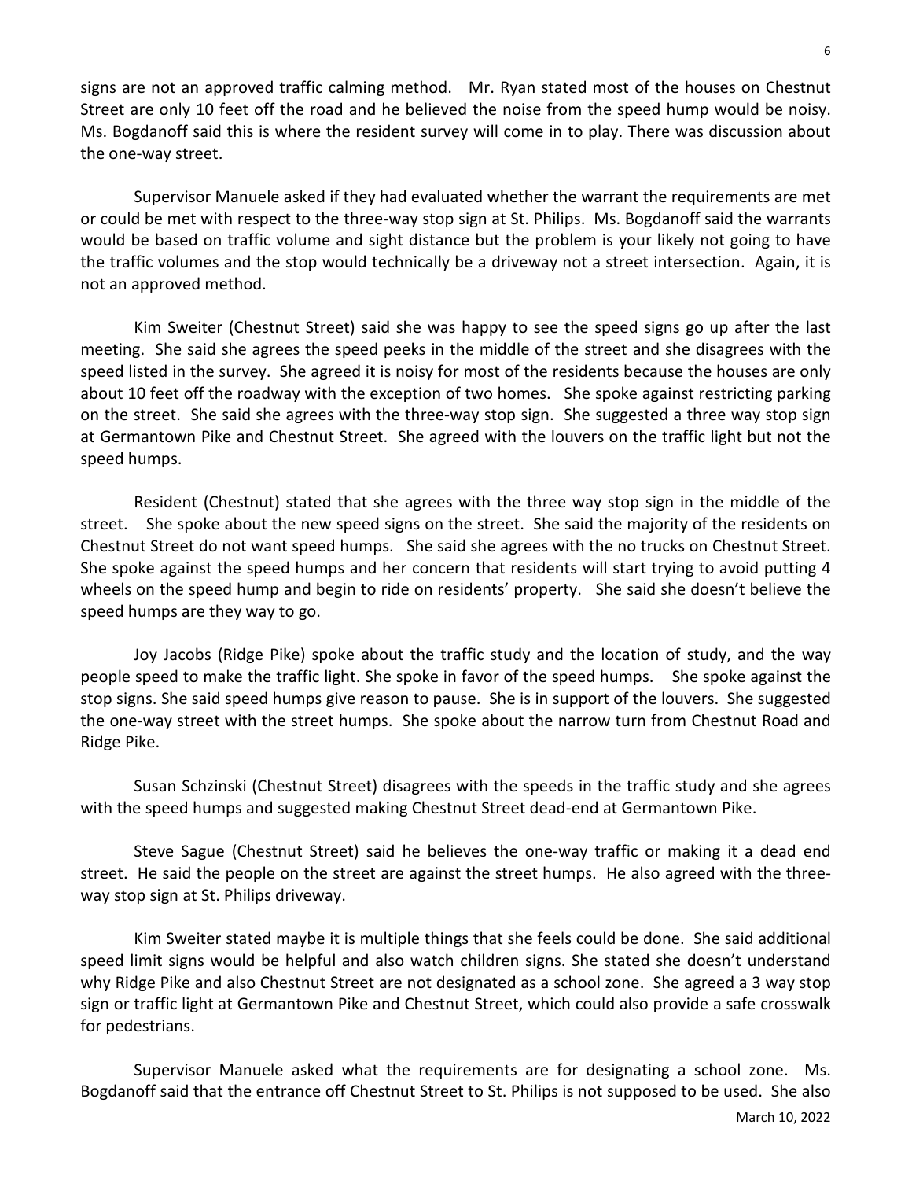signs are not an approved traffic calming method. Mr. Ryan stated most of the houses on Chestnut Street are only 10 feet off the road and he believed the noise from the speed hump would be noisy. Ms. Bogdanoff said this is where the resident survey will come in to play. There was discussion about the one-way street.

Supervisor Manuele asked if they had evaluated whether the warrant the requirements are met or could be met with respect to the three-way stop sign at St. Philips. Ms. Bogdanoff said the warrants would be based on traffic volume and sight distance but the problem is your likely not going to have the traffic volumes and the stop would technically be a driveway not a street intersection. Again, it is not an approved method.

Kim Sweiter (Chestnut Street) said she was happy to see the speed signs go up after the last meeting. She said she agrees the speed peeks in the middle of the street and she disagrees with the speed listed in the survey. She agreed it is noisy for most of the residents because the houses are only about 10 feet off the roadway with the exception of two homes. She spoke against restricting parking on the street. She said she agrees with the three-way stop sign. She suggested a three way stop sign at Germantown Pike and Chestnut Street. She agreed with the louvers on the traffic light but not the speed humps.

Resident (Chestnut) stated that she agrees with the three way stop sign in the middle of the street. She spoke about the new speed signs on the street. She said the majority of the residents on Chestnut Street do not want speed humps. She said she agrees with the no trucks on Chestnut Street. She spoke against the speed humps and her concern that residents will start trying to avoid putting 4 wheels on the speed hump and begin to ride on residents' property. She said she doesn't believe the speed humps are they way to go.

Joy Jacobs (Ridge Pike) spoke about the traffic study and the location of study, and the way people speed to make the traffic light. She spoke in favor of the speed humps. She spoke against the stop signs. She said speed humps give reason to pause. She is in support of the louvers. She suggested the one-way street with the street humps. She spoke about the narrow turn from Chestnut Road and Ridge Pike.

Susan Schzinski (Chestnut Street) disagrees with the speeds in the traffic study and she agrees with the speed humps and suggested making Chestnut Street dead-end at Germantown Pike.

Steve Sague (Chestnut Street) said he believes the one-way traffic or making it a dead end street. He said the people on the street are against the street humps. He also agreed with the three-way stop sign at St. Philips driveway.

Kim Sweiter stated maybe it is multiple things that she feels could be done. She said additional speed limit signs would be helpful and also watch children signs. She stated she doesn't understand why Ridge Pike and also Chestnut Street are not designated as a school zone. She agreed a 3 way stop sign or traffic light at Germantown Pike and Chestnut Street, which could also provide a safe crosswalk for pedestrians.

Supervisor Manuele asked what the requirements are for designating a school zone. Ms. Bogdanoff said that the entrance off Chestnut Street to St. Philips is not supposed to be used. She also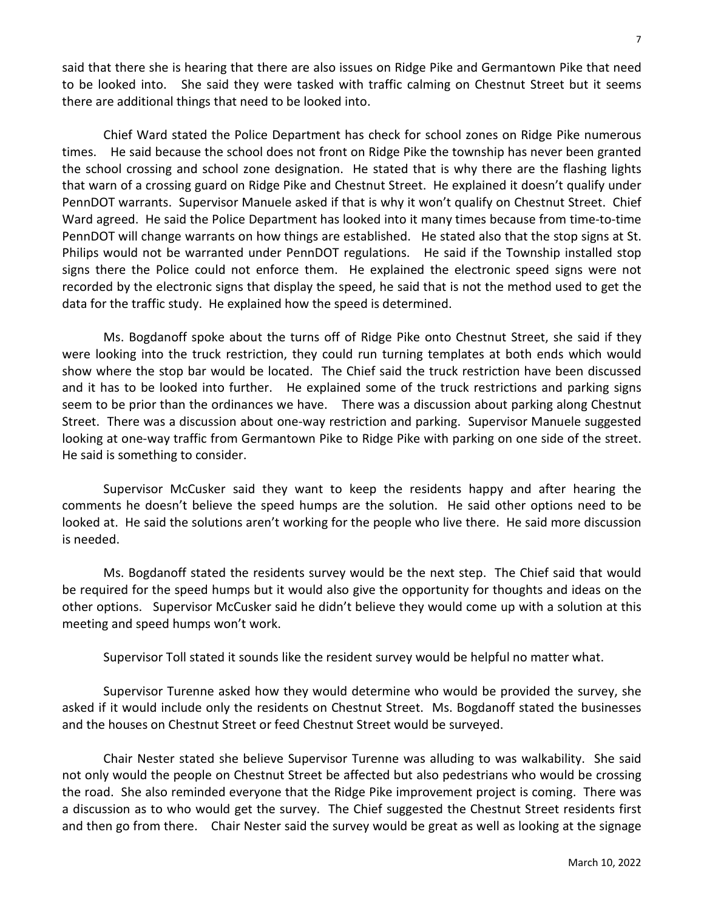said that there she is hearing that there are also issues on Ridge Pike and Germantown Pike that need to be looked into. She said they were tasked with traffic calming on Chestnut Street but it seems there are additional things that need to be looked into.

Chief Ward stated the Police Department has check for school zones on Ridge Pike numerous times. He said because the school does not front on Ridge Pike the township has never been granted the school crossing and school zone designation. He stated that is why there are the flashing lights that warn of a crossing guard on Ridge Pike and Chestnut Street. He explained it doesn't qualify under PennDOT warrants. Supervisor Manuele asked if that is why it won't qualify on Chestnut Street. Chief Ward agreed. He said the Police Department has looked into it many times because from time-to-time PennDOT will change warrants on how things are established. He stated also that the stop signs at St. Philips would not be warranted under PennDOT regulations. He said if the Township installed stop signs there the Police could not enforce them. He explained the electronic speed signs were not recorded by the electronic signs that display the speed, he said that is not the method used to get the data for the traffic study. He explained how the speed is determined.

Ms. Bogdanoff spoke about the turns off of Ridge Pike onto Chestnut Street, she said if they were looking into the truck restriction, they could run turning templates at both ends which would show where the stop bar would be located. The Chief said the truck restriction have been discussed and it has to be looked into further. He explained some of the truck restrictions and parking signs seem to be prior than the ordinances we have. There was a discussion about parking along Chestnut Street. There was a discussion about one-way restriction and parking. Supervisor Manuele suggested looking at one-way traffic from Germantown Pike to Ridge Pike with parking on one side of the street. He said is something to consider.

Supervisor McCusker said they want to keep the residents happy and after hearing the comments he doesn't believe the speed humps are the solution. He said other options need to be looked at. He said the solutions aren't working for the people who live there. He said more discussion is needed.

Ms. Bogdanoff stated the residents survey would be the next step. The Chief said that would be required for the speed humps but it would also give the opportunity for thoughts and ideas on the other options. Supervisor McCusker said he didn't believe they would come up with a solution at this meeting and speed humps won't work.

Supervisor Toll stated it sounds like the resident survey would be helpful no matter what.

Supervisor Turenne asked how they would determine who would be provided the survey, she asked if it would include only the residents on Chestnut Street. Ms. Bogdanoff stated the businesses and the houses on Chestnut Street or feed Chestnut Street would be surveyed.

Chair Nester stated she believe Supervisor Turenne was alluding to was walkability. She said not only would the people on Chestnut Street be affected but also pedestrians who would be crossing the road. She also reminded everyone that the Ridge Pike improvement project is coming. There was a discussion as to who would get the survey. The Chief suggested the Chestnut Street residents first and then go from there. Chair Nester said the survey would be great as well as looking at the signage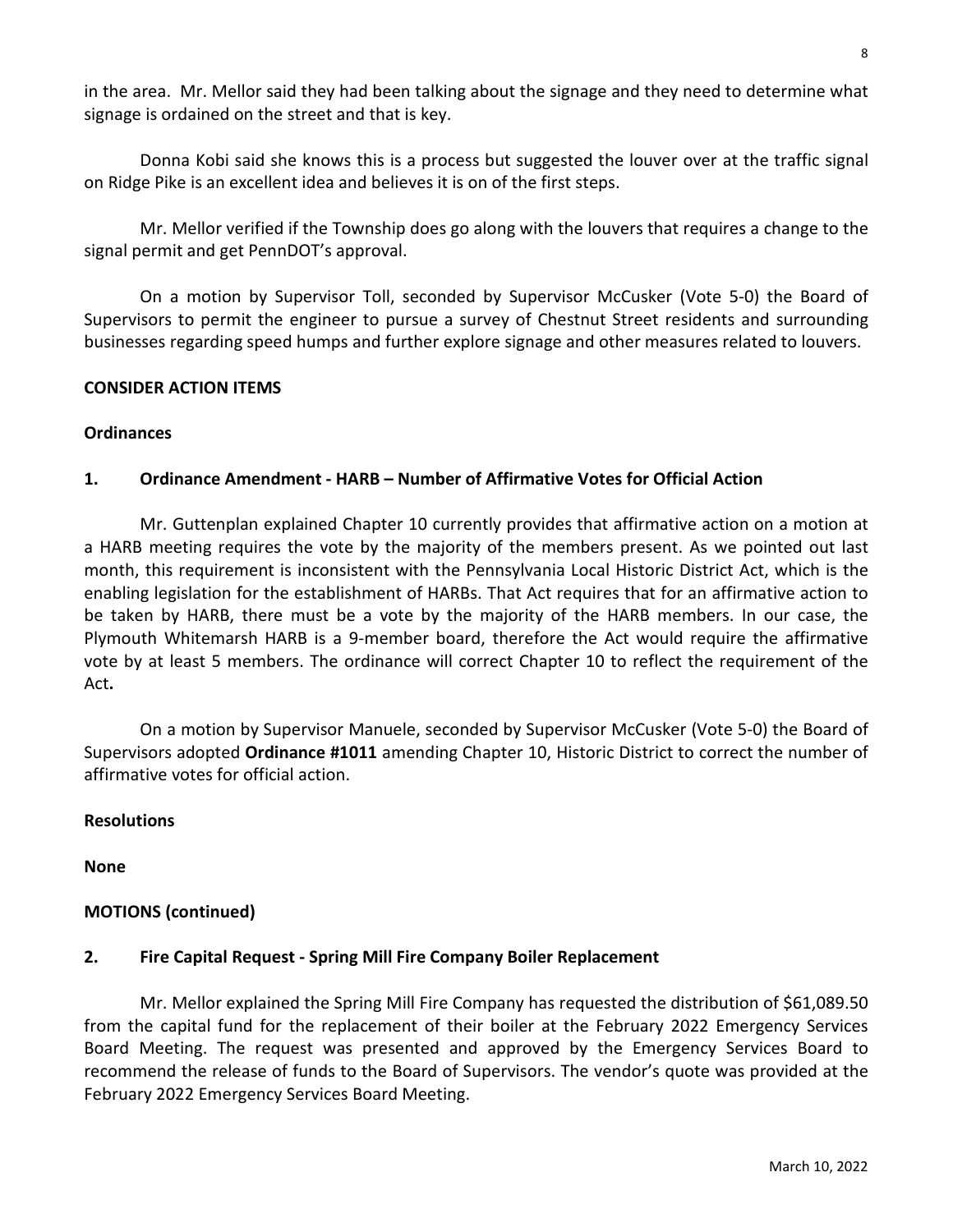in the area. Mr. Mellor said they had been talking about the signage and they need to determine what signage is ordained on the street and that is key.

Donna Kobi said she knows this is a process but suggested the louver over at the traffic signal on Ridge Pike is an excellent idea and believes it is on of the first steps.

Mr. Mellor verified if the Township does go along with the louvers that requires a change to the signal permit and get PennDOT's approval.

On a motion by Supervisor Toll, seconded by Supervisor McCusker (Vote 5-0) the Board of Supervisors to permit the engineer to pursue a survey of Chestnut Street residents and surrounding businesses regarding speed humps and further explore signage and other measures related to louvers.

**CONSIDER ACTION ITEMS**

**Ordinances**

**1. Ordinance Amendment - HARB – Number of Affirmative Votes for Official Action**

Mr. Guttenplan explained Chapter 10 currently provides that affirmative action on a motion at a HARB meeting requires the vote by the majority of the members present. As we pointed out last month, this requirement is inconsistent with the Pennsylvania Local Historic District Act, which is the enabling legislation for the establishment of HARBs. That Act requires that for an affirmative action to be taken by HARB, there must be a vote by the majority of the HARB members. In our case, the Plymouth Whitemarsh HARB is a 9-member board, therefore the Act would require the affirmative vote by at least 5 members. The ordinance will correct Chapter 10 to reflect the requirement of the Act**.**

On a motion by Supervisor Manuele, seconded by Supervisor McCusker (Vote 5-0) the Board of Supervisors adopted **Ordinance #1011** amending Chapter 10, Historic District to correct the number of affirmative votes for official action.

**Resolutions**

**None**

**MOTIONS (continued)**

**2. Fire Capital Request - Spring Mill Fire Company Boiler Replacement**

Mr. Mellor explained the Spring Mill Fire Company has requested the distribution of $61,089.50 from the capital fund for the replacement of their boiler at the February 2022 Emergency Services Board Meeting. The request was presented and approved by the Emergency Services Board to recommend the release of funds to the Board of Supervisors. The vendor's quote was provided at the February 2022 Emergency Services Board Meeting.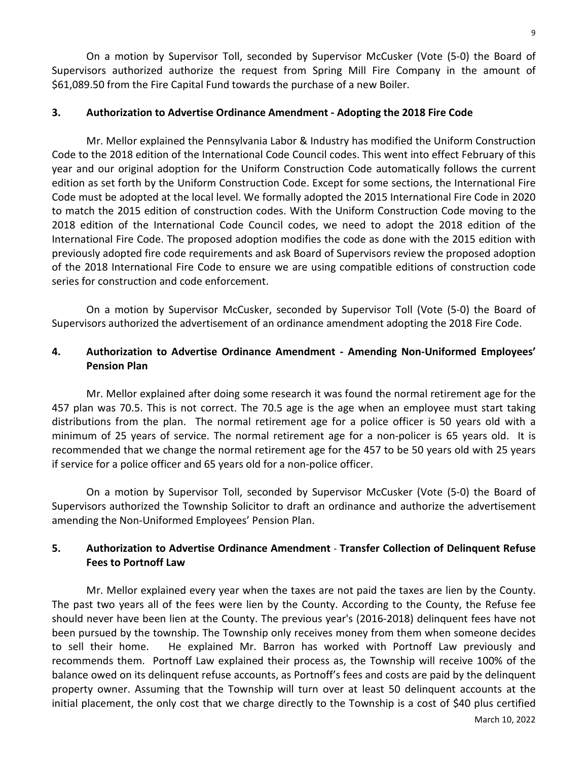On a motion by Supervisor Toll, seconded by Supervisor McCusker (Vote (5-0) the Board of Supervisors authorized authorize the request from Spring Mill Fire Company in the amount of $61,089.50 from the Fire Capital Fund towards the purchase of a new Boiler.

**3. Authorization to Advertise Ordinance Amendment - Adopting the 2018 Fire Code**

Mr. Mellor explained the Pennsylvania Labor & Industry has modified the Uniform Construction Code to the 2018 edition of the International Code Council codes. This went into effect February of this year and our original adoption for the Uniform Construction Code automatically follows the current edition as set forth by the Uniform Construction Code. Except for some sections, the International Fire Code must be adopted at the local level. We formally adopted the 2015 International Fire Code in 2020 to match the 2015 edition of construction codes. With the Uniform Construction Code moving to the 2018 edition of the International Code Council codes, we need to adopt the 2018 edition of the International Fire Code. The proposed adoption modifies the code as done with the 2015 edition with previously adopted fire code requirements and ask Board of Supervisors review the proposed adoption of the 2018 International Fire Code to ensure we are using compatible editions of construction code series for construction and code enforcement.

On a motion by Supervisor McCusker, seconded by Supervisor Toll (Vote (5-0) the Board of Supervisors authorized the advertisement of an ordinance amendment adopting the 2018 Fire Code.

**4. Authorization to Advertise Ordinance Amendment - Amending Non-Uniformed Employees' Pension Plan**

Mr. Mellor explained after doing some research it was found the normal retirement age for the 457 plan was 70.5. This is not correct. The 70.5 age is the age when an employee must start taking distributions from the plan. The normal retirement age for a police officer is 50 years old with a minimum of 25 years of service. The normal retirement age for a non-policer is 65 years old. It is recommended that we change the normal retirement age for the 457 to be 50 years old with 25 years if service for a police officer and 65 years old for a non-police officer.

On a motion by Supervisor Toll, seconded by Supervisor McCusker (Vote (5-0) the Board of Supervisors authorized the Township Solicitor to draft an ordinance and authorize the advertisement amending the Non-Uniformed Employees' Pension Plan.

**5. Authorization to Advertise Ordinance Amendment - Transfer Collection of Delinquent Refuse Fees to Portnoff Law**

Mr. Mellor explained every year when the taxes are not paid the taxes are lien by the County. The past two years all of the fees were lien by the County. According to the County, the Refuse fee should never have been lien at the County. The previous year's (2016-2018) delinquent fees have not been pursued by the township. The Township only receives money from them when someone decides to sell their home. He explained Mr. Barron has worked with Portnoff Law previously and recommends them. Portnoff Law explained their process as, the Township will receive 100% of the balance owed on its delinquent refuse accounts, as Portnoff's fees and costs are paid by the delinquent property owner. Assuming that the Township will turn over at least 50 delinquent accounts at the initial placement, the only cost that we charge directly to the Township is a cost of $40 plus certified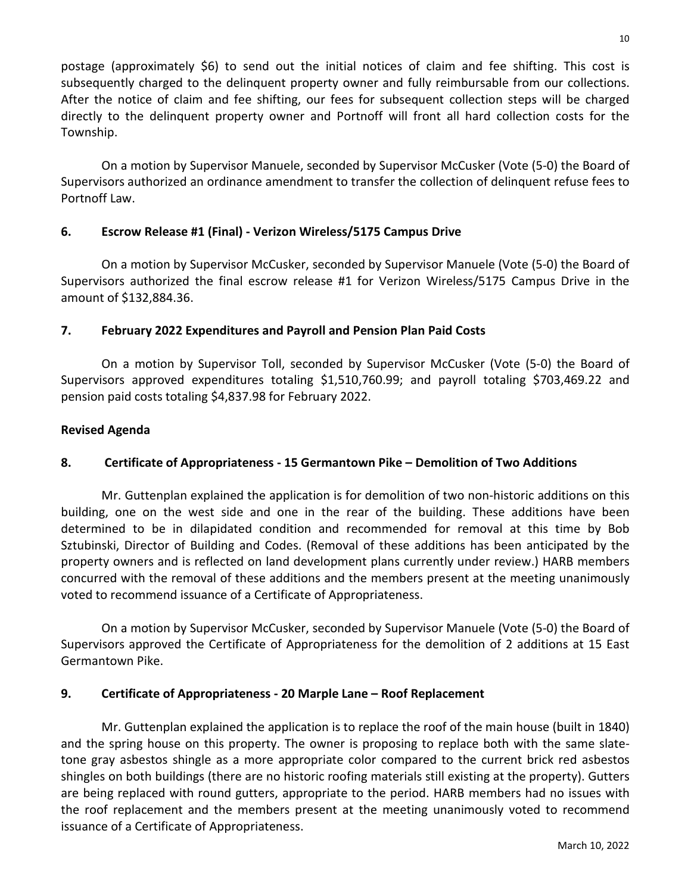postage (approximately $6) to send out the initial notices of claim and fee shifting. This cost is subsequently charged to the delinquent property owner and fully reimbursable from our collections. After the notice of claim and fee shifting, our fees for subsequent collection steps will be charged directly to the delinquent property owner and Portnoff will front all hard collection costs for the Township.

On a motion by Supervisor Manuele, seconded by Supervisor McCusker (Vote (5-0) the Board of Supervisors authorized an ordinance amendment to transfer the collection of delinquent refuse fees to Portnoff Law.

**6. Escrow Release #1 (Final) - Verizon Wireless/5175 Campus Drive**

On a motion by Supervisor McCusker, seconded by Supervisor Manuele (Vote (5-0) the Board of Supervisors authorized the final escrow release #1 for Verizon Wireless/5175 Campus Drive in the amount of $132,884.36.

**7. February 2022 Expenditures and Payroll and Pension Plan Paid Costs**

On a motion by Supervisor Toll, seconded by Supervisor McCusker (Vote (5-0) the Board of Supervisors approved expenditures totaling $1,510,760.99; and payroll totaling $703,469.22 and pension paid costs totaling $4,837.98 for February 2022.

**Revised Agenda**

**8. Certificate of Appropriateness - 15 Germantown Pike – Demolition of Two Additions**

Mr. Guttenplan explained the application is for demolition of two non-historic additions on this building, one on the west side and one in the rear of the building. These additions have been determined to be in dilapidated condition and recommended for removal at this time by Bob Sztubinski, Director of Building and Codes. (Removal of these additions has been anticipated by the property owners and is reflected on land development plans currently under review.) HARB members concurred with the removal of these additions and the members present at the meeting unanimously voted to recommend issuance of a Certificate of Appropriateness.

On a motion by Supervisor McCusker, seconded by Supervisor Manuele (Vote (5-0) the Board of Supervisors approved the Certificate of Appropriateness for the demolition of 2 additions at 15 East Germantown Pike.

**9. Certificate of Appropriateness - 20 Marple Lane – Roof Replacement**

Mr. Guttenplan explained the application is to replace the roof of the main house (built in 1840) and the spring house on this property. The owner is proposing to replace both with the same slate-tone gray asbestos shingle as a more appropriate color compared to the current brick red asbestos shingles on both buildings (there are no historic roofing materials still existing at the property). Gutters are being replaced with round gutters, appropriate to the period. HARB members had no issues with the roof replacement and the members present at the meeting unanimously voted to recommend issuance of a Certificate of Appropriateness.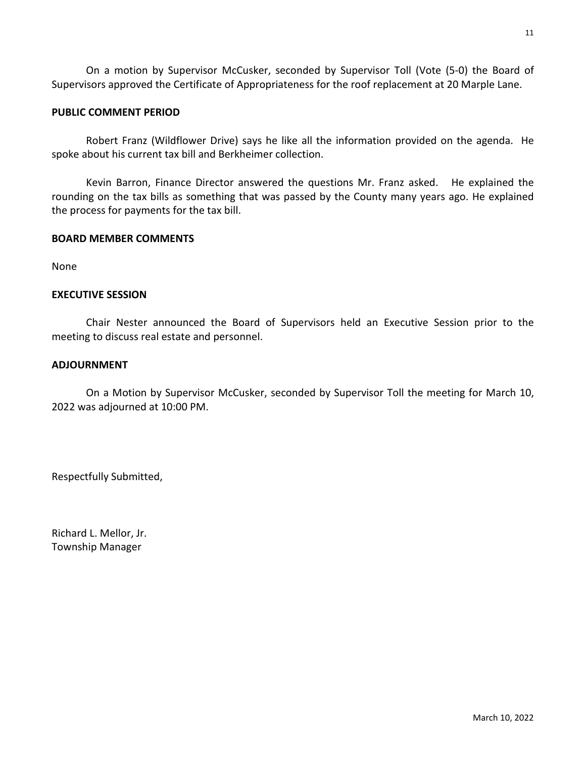On a motion by Supervisor McCusker, seconded by Supervisor Toll (Vote (5-0) the Board of Supervisors approved the Certificate of Appropriateness for the roof replacement at 20 Marple Lane.

**PUBLIC COMMENT PERIOD**

Robert Franz (Wildflower Drive) says he like all the information provided on the agenda. He spoke about his current tax bill and Berkheimer collection.

Kevin Barron, Finance Director answered the questions Mr. Franz asked. He explained the rounding on the tax bills as something that was passed by the County many years ago. He explained the process for payments for the tax bill.

**BOARD MEMBER COMMENTS**

None

**EXECUTIVE SESSION**

Chair Nester announced the Board of Supervisors held an Executive Session prior to the meeting to discuss real estate and personnel.

**ADJOURNMENT**

On a Motion by Supervisor McCusker, seconded by Supervisor Toll the meeting for March 10, 2022 was adjourned at 10:00 PM.

Respectfully Submitted,

Richard L. Mellor, Jr.
Township Manager